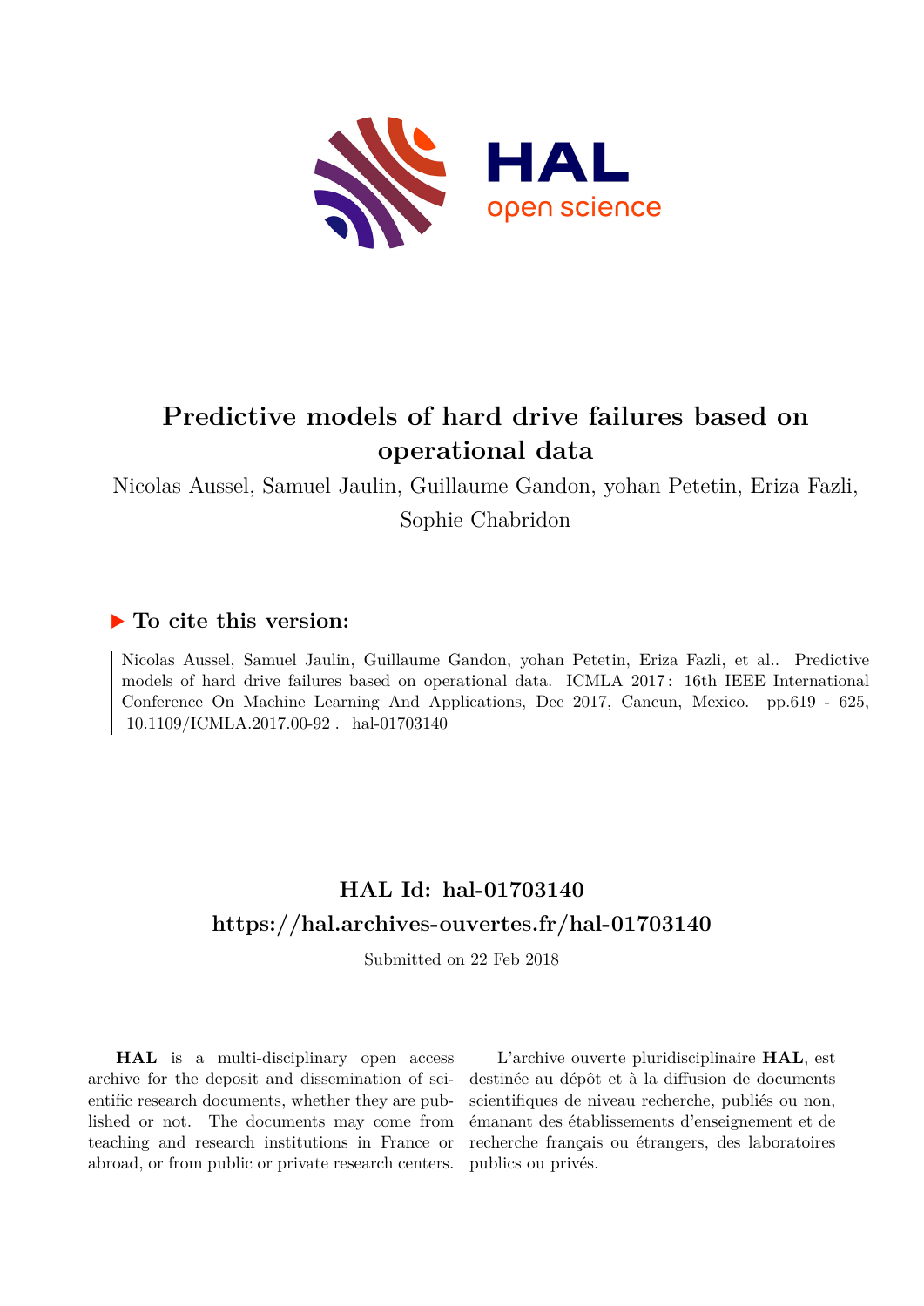# Predictive models of hard drive failures based on operational data

Nicolas Aussel, Samuel Jaulin, Guillaume Gandon, yohan Petetin, Eriza Fazli, Sophie Chabridon

## ▶ To cite this version:

Nicolas Aussel, Samuel Jaulin, Guillaume Gandon, yohan Petetin, Eriza Fazli, et al.. Predictive models of hard drive failures based on operational data. ICMLA 2017 : 16th IEEE International Conference On Machine Learning And Applications, Dec 2017, Cancun, Mexico. pp.619 - 625, 10.1109/ICMLA.2017.00-92 . hal-01703140

## HAL Id: hal-01703140

## https://hal.archives-ouvertes.fr/hal-01703140

Submitted on 22 Feb 2018

**HAL** is a multi-disciplinary open access archive for the deposit and dissemination of scientific research documents, whether they are published or not. The documents may come from teaching and research institutions in France or abroad, or from public or private research centers.

L'archive ouverte pluridisciplinaire **HAL**, est destinée au dépôt et à la diffusion de documents scientifiques de niveau recherche, publiés ou non, émanant des établissements d'enseignement et de recherche français ou étrangers, des laboratoires publics ou privés.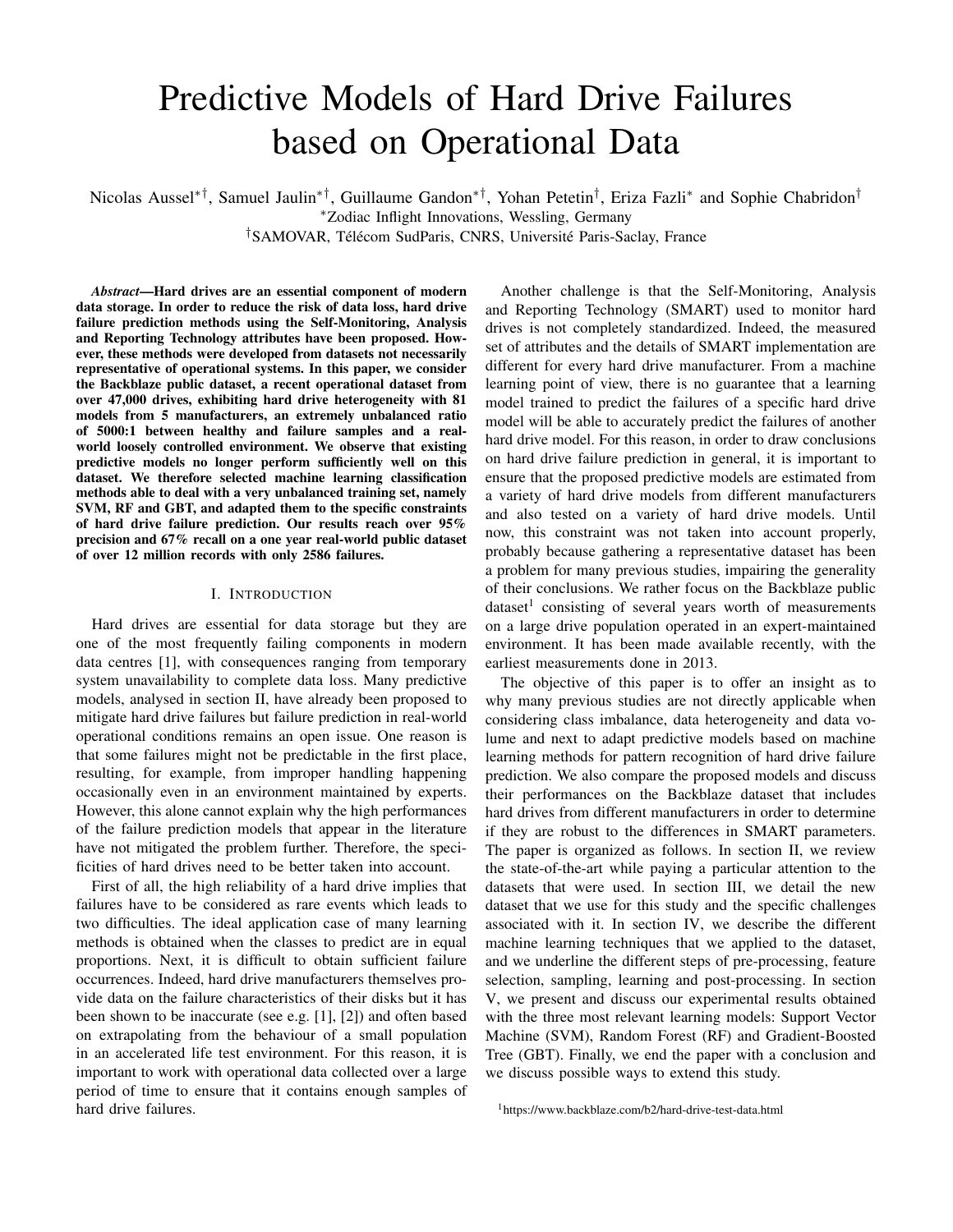# Predictive Models of Hard Drive Failures based on Operational Data

Nicolas Aussel[*†], Samuel Jaulin[*†], Guillaume Gandon[*†], Yohan Petetin[†], Eriza Fazli[*] and Sophie Chabridon[†]

[*]Zodiac Inflight Innovations, Wessling, Germany

[†]SAMOVAR, Télécom SudParis, CNRS, Université Paris-Saclay, France

***Abstract*—Hard drives are an essential component of modern data storage. In order to reduce the risk of data loss, hard drive failure prediction methods using the Self-Monitoring, Analysis and Reporting Technology attributes have been proposed. However, these methods were developed from datasets not necessarily representative of operational systems. In this paper, we consider the Backblaze public dataset, a recent operational dataset from over 47,000 drives, exhibiting hard drive heterogeneity with 81 models from 5 manufacturers, an extremely unbalanced ratio of 5000:1 between healthy and failure samples and a real-world loosely controlled environment. We observe that existing predictive models no longer perform sufficiently well on this dataset. We therefore selected machine learning classification methods able to deal with a very unbalanced training set, namely SVM, RF and GBT, and adapted them to the specific constraints of hard drive failure prediction. Our results reach over 95% precision and 67% recall on a one year real-world public dataset of over 12 million records with only 2586 failures.**

## I. Introduction

Hard drives are essential for data storage but they are one of the most frequently failing components in modern data centres [1], with consequences ranging from temporary system unavailability to complete data loss. Many predictive models, analysed in section II, have already been proposed to mitigate hard drive failures but failure prediction in real-world operational conditions remains an open issue. One reason is that some failures might not be predictable in the first place, resulting, for example, from improper handling happening occasionally even in an environment maintained by experts. However, this alone cannot explain why the high performances of the failure prediction models that appear in the literature have not mitigated the problem further. Therefore, the specificities of hard drives need to be better taken into account.

First of all, the high reliability of a hard drive implies that failures have to be considered as rare events which leads to two difficulties. The ideal application case of many learning methods is obtained when the classes to predict are in equal proportions. Next, it is difficult to obtain sufficient failure occurrences. Indeed, hard drive manufacturers themselves provide data on the failure characteristics of their disks but it has been shown to be inaccurate (see e.g. [1], [2]) and often based on extrapolating from the behaviour of a small population in an accelerated life test environment. For this reason, it is important to work with operational data collected over a large period of time to ensure that it contains enough samples of hard drive failures.

Another challenge is that the Self-Monitoring, Analysis and Reporting Technology (SMART) used to monitor hard drives is not completely standardized. Indeed, the measured set of attributes and the details of SMART implementation are different for every hard drive manufacturer. From a machine learning point of view, there is no guarantee that a learning model trained to predict the failures of a specific hard drive model will be able to accurately predict the failures of another hard drive model. For this reason, in order to draw conclusions on hard drive failure prediction in general, it is important to ensure that the proposed predictive models are estimated from a variety of hard drive models from different manufacturers and also tested on a variety of hard drive models. Until now, this constraint was not taken into account properly, probably because gathering a representative dataset has been a problem for many previous studies, impairing the generality of their conclusions. We rather focus on the Backblaze public dataset[1] consisting of several years worth of measurements on a large drive population operated in an expert-maintained environment. It has been made available recently, with the earliest measurements done in 2013.

The objective of this paper is to offer an insight as to why many previous studies are not directly applicable when considering class imbalance, data heterogeneity and data volume and next to adapt predictive models based on machine learning methods for pattern recognition of hard drive failure prediction. We also compare the proposed models and discuss their performances on the Backblaze dataset that includes hard drives from different manufacturers in order to determine if they are robust to the differences in SMART parameters. The paper is organized as follows. In section II, we review the state-of-the-art while paying a particular attention to the datasets that were used. In section III, we detail the new dataset that we use for this study and the specific challenges associated with it. In section IV, we describe the different machine learning techniques that we applied to the dataset, and we underline the different steps of pre-processing, feature selection, sampling, learning and post-processing. In section V, we present and discuss our experimental results obtained with the three most relevant learning models: Support Vector Machine (SVM), Random Forest (RF) and Gradient-Boosted Tree (GBT). Finally, we end the paper with a conclusion and we discuss possible ways to extend this study.

[1]https://www.backblaze.com/b2/hard-drive-test-data.html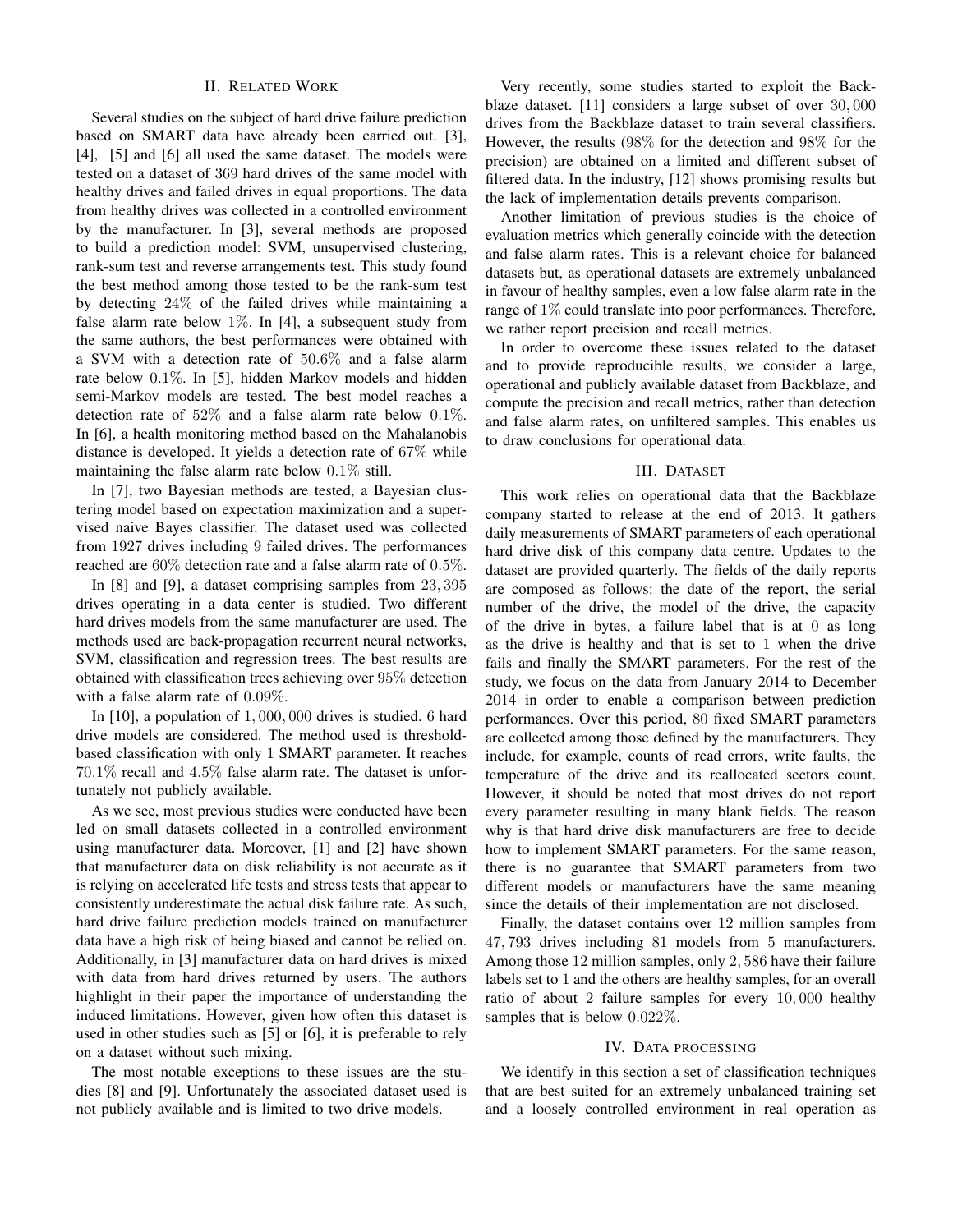## II. Related Work

Several studies on the subject of hard drive failure prediction based on SMART data have already been carried out. [3], [4], [5] and [6] all used the same dataset. The models were tested on a dataset of 369 hard drives of the same model with healthy drives and failed drives in equal proportions. The data from healthy drives was collected in a controlled environment by the manufacturer. In [3], several methods are proposed to build a prediction model: SVM, unsupervised clustering, rank-sum test and reverse arrangements test. This study found the best method among those tested to be the rank-sum test by detecting $24\%$ of the failed drives while maintaining a false alarm rate below $1\%$. In [4], a subsequent study from the same authors, the best performances were obtained with a SVM with a detection rate of $50.6\%$ and a false alarm rate below $0.1\%$. In [5], hidden Markov models and hidden semi-Markov models are tested. The best model reaches a detection rate of $52\%$ and a false alarm rate below $0.1\%$. In [6], a health monitoring method based on the Mahalanobis distance is developed. It yields a detection rate of $67\%$ while maintaining the false alarm rate below $0.1\%$ still.

In [7], two Bayesian methods are tested, a Bayesian clustering model based on expectation maximization and a supervised naive Bayes classifier. The dataset used was collected from 1927 drives including 9 failed drives. The performances reached are $60\%$ detection rate and a false alarm rate of $0.5\%$.

In [8] and [9], a dataset comprising samples from $23,395$ drives operating in a data center is studied. Two different hard drives models from the same manufacturer are used. The methods used are back-propagation recurrent neural networks, SVM, classification and regression trees. The best results are obtained with classification trees achieving over $95\%$ detection with a false alarm rate of $0.09\%$.

In [10], a population of $1,000,000$ drives is studied. 6 hard drive models are considered. The method used is threshold-based classification with only 1 SMART parameter. It reaches $70.1\%$ recall and $4.5\%$ false alarm rate. The dataset is unfortunately not publicly available.

As we see, most previous studies were conducted have been led on small datasets collected in a controlled environment using manufacturer data. Moreover, [1] and [2] have shown that manufacturer data on disk reliability is not accurate as it is relying on accelerated life tests and stress tests that appear to consistently underestimate the actual disk failure rate. As such, hard drive failure prediction models trained on manufacturer data have a high risk of being biased and cannot be relied on. Additionally, in [3] manufacturer data on hard drives is mixed with data from hard drives returned by users. The authors highlight in their paper the importance of understanding the induced limitations. However, given how often this dataset is used in other studies such as [5] or [6], it is preferable to rely on a dataset without such mixing.

The most notable exceptions to these issues are the studies [8] and [9]. Unfortunately the associated dataset used is not publicly available and is limited to two drive models.

Very recently, some studies started to exploit the Backblaze dataset. [11] considers a large subset of over $30,000$ drives from the Backblaze dataset to train several classifiers. However, the results ($98\%$ for the detection and $98\%$ for the precision) are obtained on a limited and different subset of filtered data. In the industry, [12] shows promising results but the lack of implementation details prevents comparison.

Another limitation of previous studies is the choice of evaluation metrics which generally coincide with the detection and false alarm rates. This is a relevant choice for balanced datasets but, as operational datasets are extremely unbalanced in favour of healthy samples, even a low false alarm rate in the range of $1\%$ could translate into poor performances. Therefore, we rather report precision and recall metrics.

In order to overcome these issues related to the dataset and to provide reproducible results, we consider a large, operational and publicly available dataset from Backblaze, and compute the precision and recall metrics, rather than detection and false alarm rates, on unfiltered samples. This enables us to draw conclusions for operational data.

## III. Dataset

This work relies on operational data that the Backblaze company started to release at the end of 2013. It gathers daily measurements of SMART parameters of each operational hard drive disk of this company data centre. Updates to the dataset are provided quarterly. The fields of the daily reports are composed as follows: the date of the report, the serial number of the drive, the model of the drive, the capacity of the drive in bytes, a failure label that is at 0 as long as the drive is healthy and that is set to 1 when the drive fails and finally the SMART parameters. For the rest of the study, we focus on the data from January 2014 to December 2014 in order to enable a comparison between prediction performances. Over this period, 80 fixed SMART parameters are collected among those defined by the manufacturers. They include, for example, counts of read errors, write faults, the temperature of the drive and its reallocated sectors count. However, it should be noted that most drives do not report every parameter resulting in many blank fields. The reason why is that hard drive disk manufacturers are free to decide how to implement SMART parameters. For the same reason, there is no guarantee that SMART parameters from two different models or manufacturers have the same meaning since the details of their implementation are not disclosed.

Finally, the dataset contains over 12 million samples from $47,793$ drives including 81 models from 5 manufacturers. Among those 12 million samples, only $2,586$ have their failure labels set to 1 and the others are healthy samples, for an overall ratio of about 2 failure samples for every $10,000$ healthy samples that is below $0.022\%$.

## IV. Data processing

We identify in this section a set of classification techniques that are best suited for an extremely unbalanced training set and a loosely controlled environment in real operation as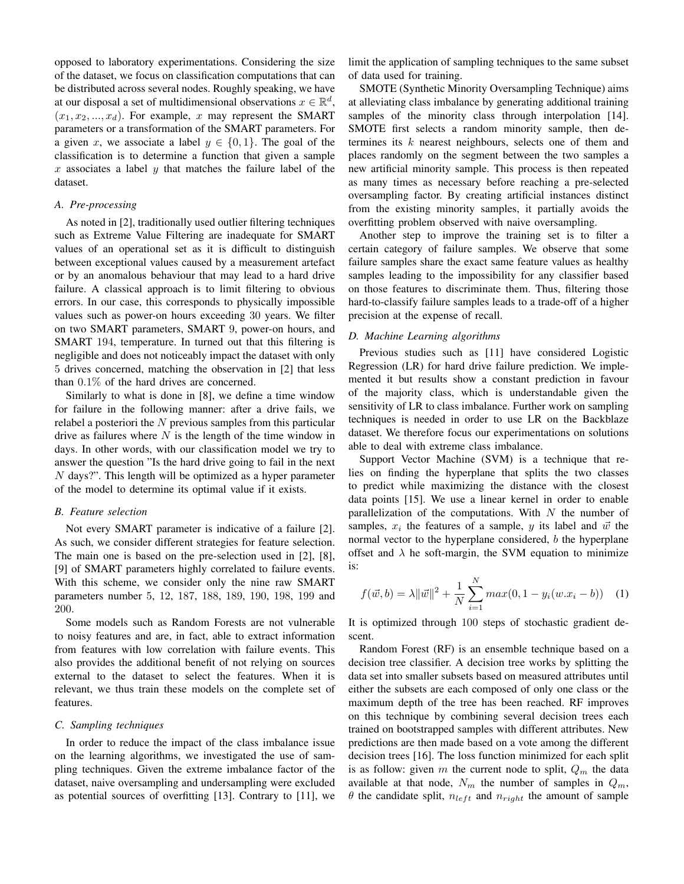opposed to laboratory experimentations. Considering the size of the dataset, we focus on classification computations that can be distributed across several nodes. Roughly speaking, we have at our disposal a set of multidimensional observations $x \in \mathbb{R}^d$, $(x_1, x_2, ..., x_d)$. For example, $x$ may represent the SMART parameters or a transformation of the SMART parameters. For a given $x$, we associate a label $y \in \{0, 1\}$. The goal of the classification is to determine a function that given a sample $x$ associates a label $y$ that matches the failure label of the dataset.

### A. Pre-processing

As noted in [2], traditionally used outlier filtering techniques such as Extreme Value Filtering are inadequate for SMART values of an operational set as it is difficult to distinguish between exceptional values caused by a measurement artefact or by an anomalous behaviour that may lead to a hard drive failure. A classical approach is to limit filtering to obvious errors. In our case, this corresponds to physically impossible values such as power-on hours exceeding 30 years. We filter on two SMART parameters, SMART 9, power-on hours, and SMART 194, temperature. In turned out that this filtering is negligible and does not noticeably impact the dataset with only 5 drives concerned, matching the observation in [2] that less than 0.1% of the hard drives are concerned.

Similarly to what is done in [8], we define a time window for failure in the following manner: after a drive fails, we relabel a posteriori the $N$ previous samples from this particular drive as failures where $N$ is the length of the time window in days. In other words, with our classification model we try to answer the question "Is the hard drive going to fail in the next $N$ days?". This length will be optimized as a hyper parameter of the model to determine its optimal value if it exists.

### B. Feature selection

Not every SMART parameter is indicative of a failure [2]. As such, we consider different strategies for feature selection. The main one is based on the pre-selection used in [2], [8], [9] of SMART parameters highly correlated to failure events. With this scheme, we consider only the nine raw SMART parameters number 5, 12, 187, 188, 189, 190, 198, 199 and 200.

Some models such as Random Forests are not vulnerable to noisy features and are, in fact, able to extract information from features with low correlation with failure events. This also provides the additional benefit of not relying on sources external to the dataset to select the features. When it is relevant, we thus train these models on the complete set of features.

### C. Sampling techniques

In order to reduce the impact of the class imbalance issue on the learning algorithms, we investigated the use of sampling techniques. Given the extreme imbalance factor of the dataset, naive oversampling and undersampling were excluded as potential sources of overfitting [13]. Contrary to [11], we limit the application of sampling techniques to the same subset of data used for training.

SMOTE (Synthetic Minority Oversampling Technique) aims at alleviating class imbalance by generating additional training samples of the minority class through interpolation [14]. SMOTE first selects a random minority sample, then determines its $k$ nearest neighbours, selects one of them and places randomly on the segment between the two samples a new artificial minority sample. This process is then repeated as many times as necessary before reaching a pre-selected oversampling factor. By creating artificial instances distinct from the existing minority samples, it partially avoids the overfitting problem observed with naive oversampling.

Another step to improve the training set is to filter a certain category of failure samples. We observe that some failure samples share the exact same feature values as healthy samples leading to the impossibility for any classifier based on those features to discriminate them. Thus, filtering those hard-to-classify failure samples leads to a trade-off of a higher precision at the expense of recall.

### D. Machine Learning algorithms

Previous studies such as [11] have considered Logistic Regression (LR) for hard drive failure prediction. We implemented it but results show a constant prediction in favour of the majority class, which is understandable given the sensitivity of LR to class imbalance. Further work on sampling techniques is needed in order to use LR on the Backblaze dataset. We therefore focus our experimentations on solutions able to deal with extreme class imbalance.

Support Vector Machine (SVM) is a technique that relies on finding the hyperplane that splits the two classes to predict while maximizing the distance with the closest data points [15]. We use a linear kernel in order to enable parallelization of the computations. With $N$ the number of samples, $x_i$ the features of a sample, $y$ its label and $\vec{w}$ the normal vector to the hyperplane considered, $b$ the hyperplane offset and $\lambda$ he soft-margin, the SVM equation to minimize is:

$$f(\vec{w}, b) = \lambda \|\vec{w}\|^2 + \frac{1}{N} \sum_{i=1}^{N} max(0, 1 - y_i(w.x_i - b)) \quad (1)$$

It is optimized through 100 steps of stochastic gradient descent.

Random Forest (RF) is an ensemble technique based on a decision tree classifier. A decision tree works by splitting the data set into smaller subsets based on measured attributes until either the subsets are each composed of only one class or the maximum depth of the tree has been reached. RF improves on this technique by combining several decision trees each trained on bootstrapped samples with different attributes. New predictions are then made based on a vote among the different decision trees [16]. The loss function minimized for each split is as follow: given $m$ the current node to split, $Q_m$ the data available at that node, $N_m$ the number of samples in $Q_m$, $\theta$ the candidate split, $n_{left}$ and $n_{right}$ the amount of sample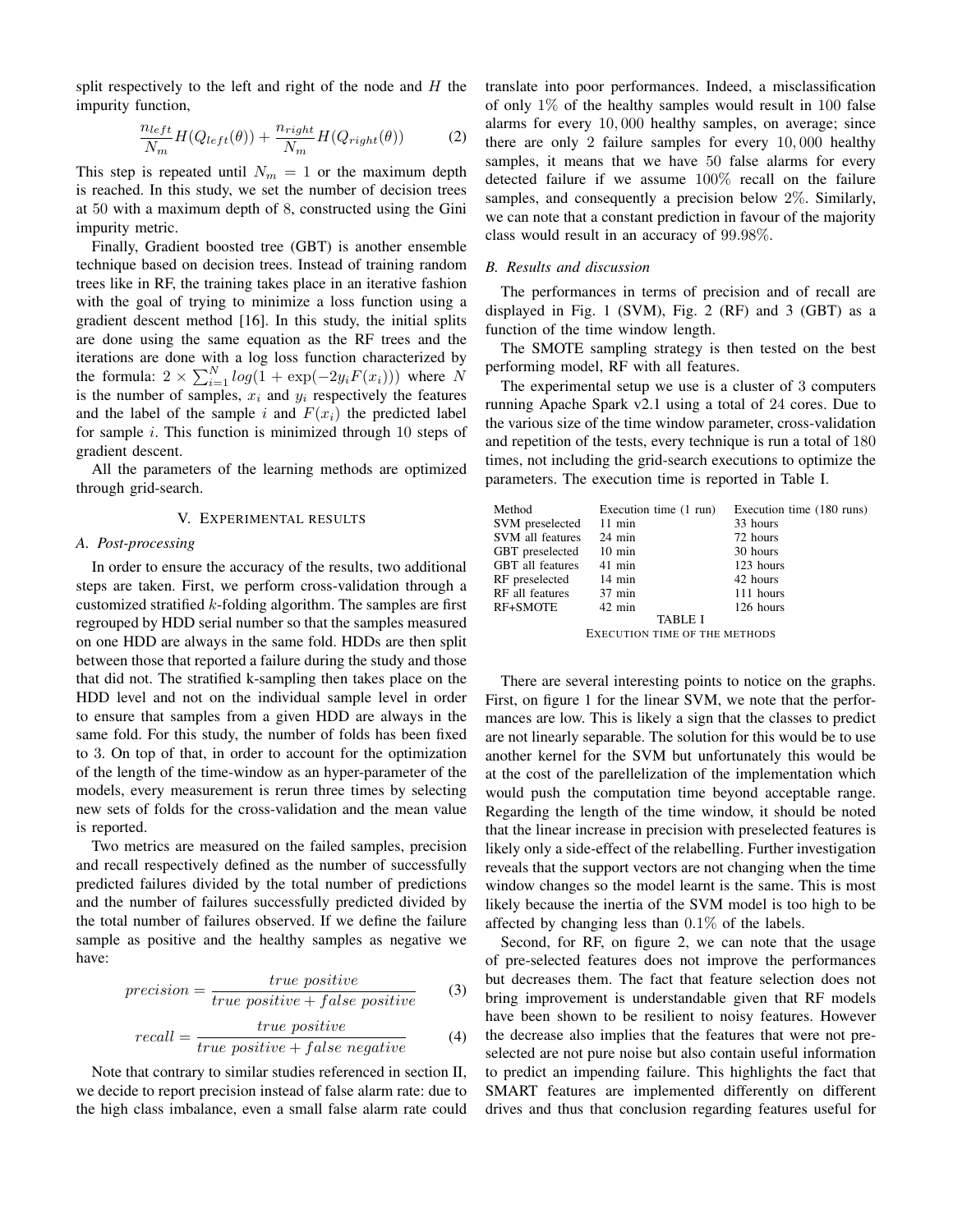split respectively to the left and right of the node and $H$ the impurity function,

$$\frac{n_{left}}{N_m} H(Q_{left}(\theta)) + \frac{n_{right}}{N_m} H(Q_{right}(\theta)) \tag{2}$$

This step is repeated until $N_m = 1$ or the maximum depth is reached. In this study, we set the number of decision trees at 50 with a maximum depth of 8, constructed using the Gini impurity metric.

Finally, Gradient boosted tree (GBT) is another ensemble technique based on decision trees. Instead of training random trees like in RF, the training takes place in an iterative fashion with the goal of trying to minimize a loss function using a gradient descent method [16]. In this study, the initial splits are done using the same equation as the RF trees and the iterations are done with a log loss function characterized by the formula: $2 \times \sum_{i=1}^{N} log(1 + \exp(-2y_i F(x_i)))$ where $N$ is the number of samples, $x_i$ and $y_i$ respectively the features and the label of the sample $i$ and $F(x_i)$ the predicted label for sample $i$. This function is minimized through 10 steps of gradient descent.

All the parameters of the learning methods are optimized through grid-search.

## V. Experimental results

### A. Post-processing

In order to ensure the accuracy of the results, two additional steps are taken. First, we perform cross-validation through a customized stratified $k$-folding algorithm. The samples are first regrouped by HDD serial number so that the samples measured on one HDD are always in the same fold. HDDs are then split between those that reported a failure during the study and those that did not. The stratified k-sampling then takes place on the HDD level and not on the individual sample level in order to ensure that samples from a given HDD are always in the same fold. For this study, the number of folds has been fixed to 3. On top of that, in order to account for the optimization of the length of the time-window as an hyper-parameter of the models, every measurement is rerun three times by selecting new sets of folds for the cross-validation and the mean value is reported.

Two metrics are measured on the failed samples, precision and recall respectively defined as the number of successfully predicted failures divided by the total number of predictions and the number of failures successfully predicted divided by the total number of failures observed. If we define the failure sample as positive and the healthy samples as negative we have:

$$precision = \frac{true\ positive}{true\ positive + false\ positive} \tag{3}$$

$$recall = \frac{true\ positive}{true\ positive + false\ negative} \tag{4}$$

Note that contrary to similar studies referenced in section II, we decide to report precision instead of false alarm rate: due to the high class imbalance, even a small false alarm rate could translate into poor performances. Indeed, a misclassification of only $1\%$ of the healthy samples would result in 100 false alarms for every $10,000$ healthy samples, on average; since there are only 2 failure samples for every $10,000$ healthy samples, it means that we have 50 false alarms for every detected failure if we assume $100\%$ recall on the failure samples, and consequently a precision below $2\%$. Similarly, we can note that a constant prediction in favour of the majority class would result in an accuracy of $99.98\%$.

### B. Results and discussion

The performances in terms of precision and of recall are displayed in Fig. 1 (SVM), Fig. 2 (RF) and 3 (GBT) as a function of the time window length.

The SMOTE sampling strategy is then tested on the best performing model, RF with all features.

The experimental setup we use is a cluster of 3 computers running Apache Spark v2.1 using a total of 24 cores. Due to the various size of the time window parameter, cross-validation and repetition of the tests, every technique is run a total of 180 times, not including the grid-search executions to optimize the parameters. The execution time is reported in Table I.

| Method | Execution time (1 run) | Execution time (180 runs) |
|---|---|---|
| SVM preselected | 11 min | 33 hours |
| SVM all features | 24 min | 72 hours |
| GBT preselected | 10 min | 30 hours |
| GBT all features | 41 min | 123 hours |
| RF preselected | 14 min | 42 hours |
| RF all features | 37 min | 111 hours |
| RF+SMOTE | 42 min | 126 hours |

TABLE I
Execution time of the methods

There are several interesting points to notice on the graphs. First, on figure 1 for the linear SVM, we note that the performances are low. This is likely a sign that the classes to predict are not linearly separable. The solution for this would be to use another kernel for the SVM but unfortunately this would be at the cost of the parellelization of the implementation which would push the computation time beyond acceptable range. Regarding the length of the time window, it should be noted that the linear increase in precision with preselected features is likely only a side-effect of the relabelling. Further investigation reveals that the support vectors are not changing when the time window changes so the model learnt is the same. This is most likely because the inertia of the SVM model is too high to be affected by changing less than $0.1\%$ of the labels.

Second, for RF, on figure 2, we can note that the usage of pre-selected features does not improve the performances but decreases them. The fact that feature selection does not bring improvement is understandable given that RF models have been shown to be resilient to noisy features. However the decrease also implies that the features that were not pre-selected are not pure noise but also contain useful information to predict an impending failure. This highlights the fact that SMART features are implemented differently on different drives and thus that conclusion regarding features useful for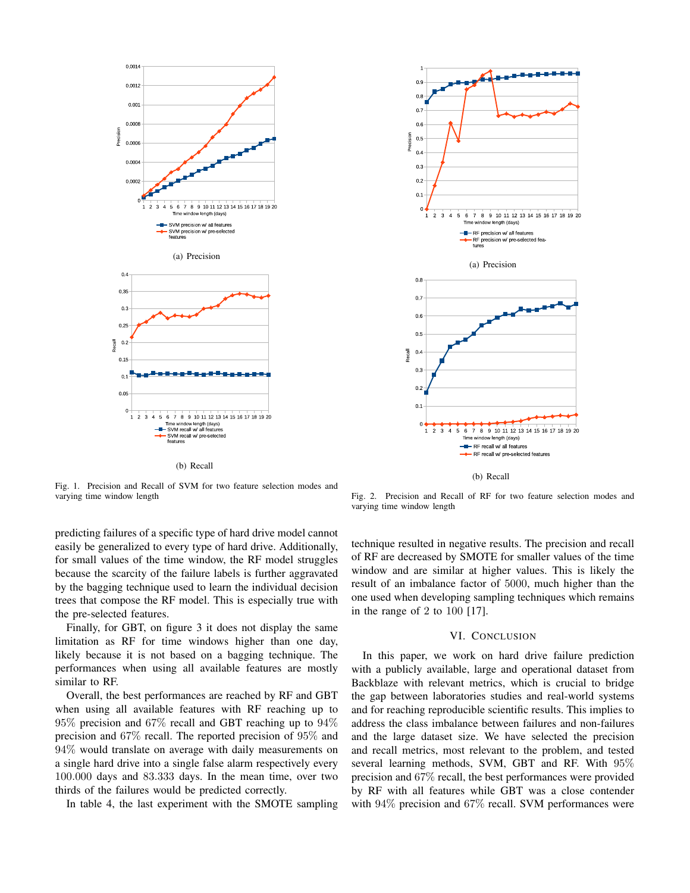(a) Precision

(b) Recall

Fig. 1. Precision and Recall of SVM for two feature selection modes and varying time window length

(a) Precision

(b) Recall

Fig. 2. Precision and Recall of RF for two feature selection modes and varying time window length

predicting failures of a specific type of hard drive model cannot easily be generalized to every type of hard drive. Additionally, for small values of the time window, the RF model struggles because the scarcity of the failure labels is further aggravated by the bagging technique used to learn the individual decision trees that compose the RF model. This is especially true with the pre-selected features.

Finally, for GBT, on figure 3 it does not display the same limitation as RF for time windows higher than one day, likely because it is not based on a bagging technique. The performances when using all available features are mostly similar to RF.

Overall, the best performances are reached by RF and GBT when using all available features with RF reaching up to $95\%$ precision and $67\%$ recall and GBT reaching up to $94\%$ precision and $67\%$ recall. The reported precision of $95\%$ and $94\%$ would translate on average with daily measurements on a single hard drive into a single false alarm respectively every $100.000$ days and $83.333$ days. In the mean time, over two thirds of the failures would be predicted correctly.

In table 4, the last experiment with the SMOTE sampling technique resulted in negative results. The precision and recall of RF are decreased by SMOTE for smaller values of the time window and are similar at higher values. This is likely the result of an imbalance factor of $5000$, much higher than the one used when developing sampling techniques which remains in the range of 2 to 100 [17].

## VI. Conclusion

In this paper, we work on hard drive failure prediction with a publicly available, large and operational dataset from Backblaze with relevant metrics, which is crucial to bridge the gap between laboratories studies and real-world systems and for reaching reproducible scientific results. This implies to address the class imbalance between failures and non-failures and the large dataset size. We have selected the precision and recall metrics, most relevant to the problem, and tested several learning methods, SVM, GBT and RF. With $95\%$ precision and $67\%$ recall, the best performances were provided by RF with all features while GBT was a close contender with $94\%$ precision and $67\%$ recall. SVM performances were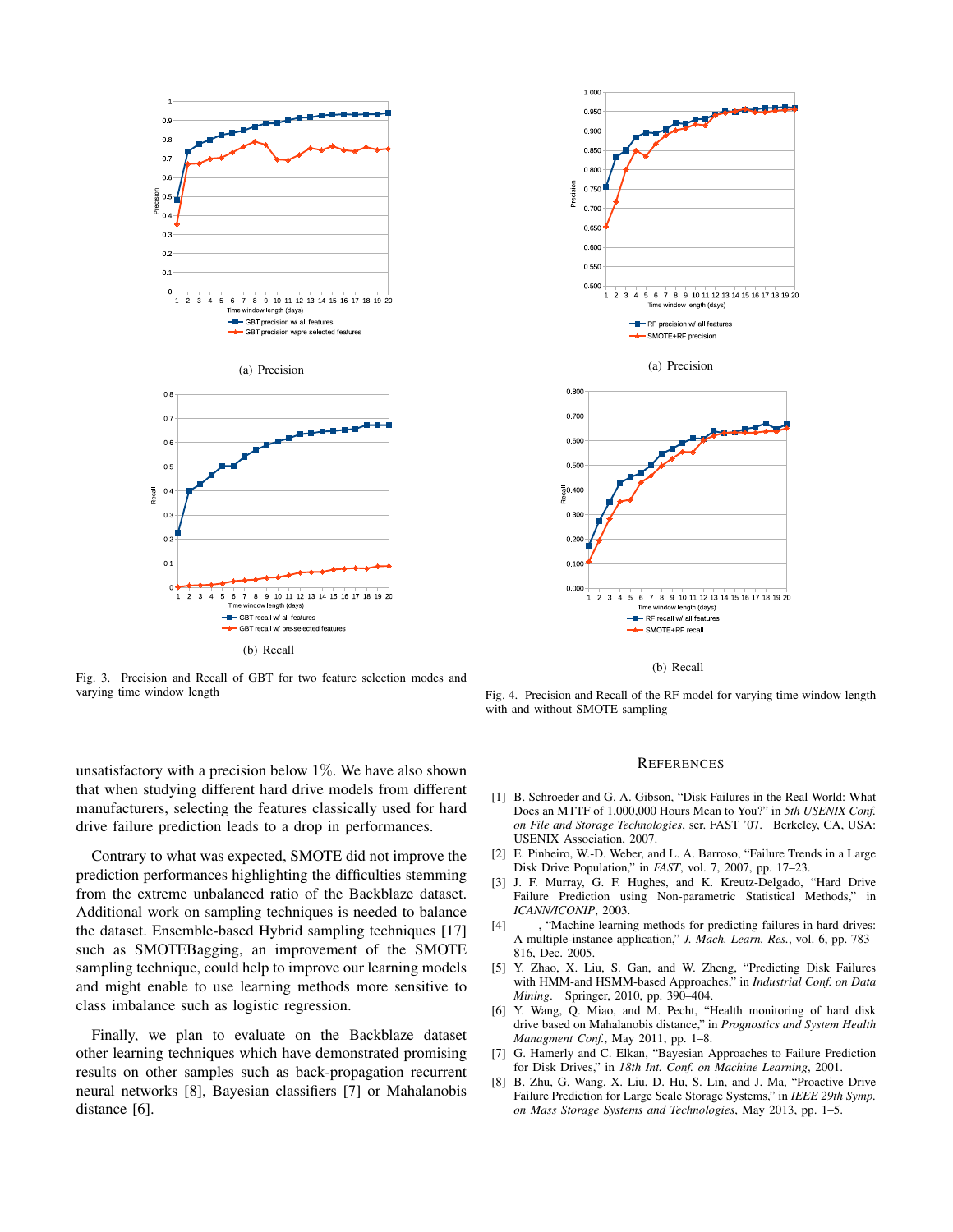(a) Precision

(b) Recall

Fig. 3. Precision and Recall of GBT for two feature selection modes and varying time window length

(a) Precision

(b) Recall

Fig. 4. Precision and Recall of the RF model for varying time window length with and without SMOTE sampling

unsatisfactory with a precision below 1%. We have also shown that when studying different hard drive models from different manufacturers, selecting the features classically used for hard drive failure prediction leads to a drop in performances.

Contrary to what was expected, SMOTE did not improve the prediction performances highlighting the difficulties stemming from the extreme unbalanced ratio of the Backblaze dataset. Additional work on sampling techniques is needed to balance the dataset. Ensemble-based Hybrid sampling techniques [17] such as SMOTEBagging, an improvement of the SMOTE sampling technique, could help to improve our learning models and might enable to use learning methods more sensitive to class imbalance such as logistic regression.

Finally, we plan to evaluate on the Backblaze dataset other learning techniques which have demonstrated promising results on other samples such as back-propagation recurrent neural networks [8], Bayesian classifiers [7] or Mahalanobis distance [6].

## References

[1] B. Schroeder and G. A. Gibson, "Disk Failures in the Real World: What Does an MTTF of 1,000,000 Hours Mean to You?" in *5th USENIX Conf. on File and Storage Technologies*, ser. FAST '07. Berkeley, CA, USA: USENIX Association, 2007.

[2] E. Pinheiro, W.-D. Weber, and L. A. Barroso, "Failure Trends in a Large Disk Drive Population," in *FAST*, vol. 7, 2007, pp. 17–23.

[3] J. F. Murray, G. F. Hughes, and K. Kreutz-Delgado, "Hard Drive Failure Prediction using Non-parametric Statistical Methods," in *ICANN/ICONIP*, 2003.

[4] ——, "Machine learning methods for predicting failures in hard drives: A multiple-instance application," *J. Mach. Learn. Res.*, vol. 6, pp. 783–816, Dec. 2005.

[5] Y. Zhao, X. Liu, S. Gan, and W. Zheng, "Predicting Disk Failures with HMM-and HSMM-based Approaches," in *Industrial Conf. on Data Mining*. Springer, 2010, pp. 390–404.

[6] Y. Wang, Q. Miao, and M. Pecht, "Health monitoring of hard disk drive based on Mahalanobis distance," in *Prognostics and System Health Managment Conf.*, May 2011, pp. 1–8.

[7] G. Hamerly and C. Elkan, "Bayesian Approaches to Failure Prediction for Disk Drives," in *18th Int. Conf. on Machine Learning*, 2001.

[8] B. Zhu, G. Wang, X. Liu, D. Hu, S. Lin, and J. Ma, "Proactive Drive Failure Prediction for Large Scale Storage Systems," in *IEEE 29th Symp. on Mass Storage Systems and Technologies*, May 2013, pp. 1–5.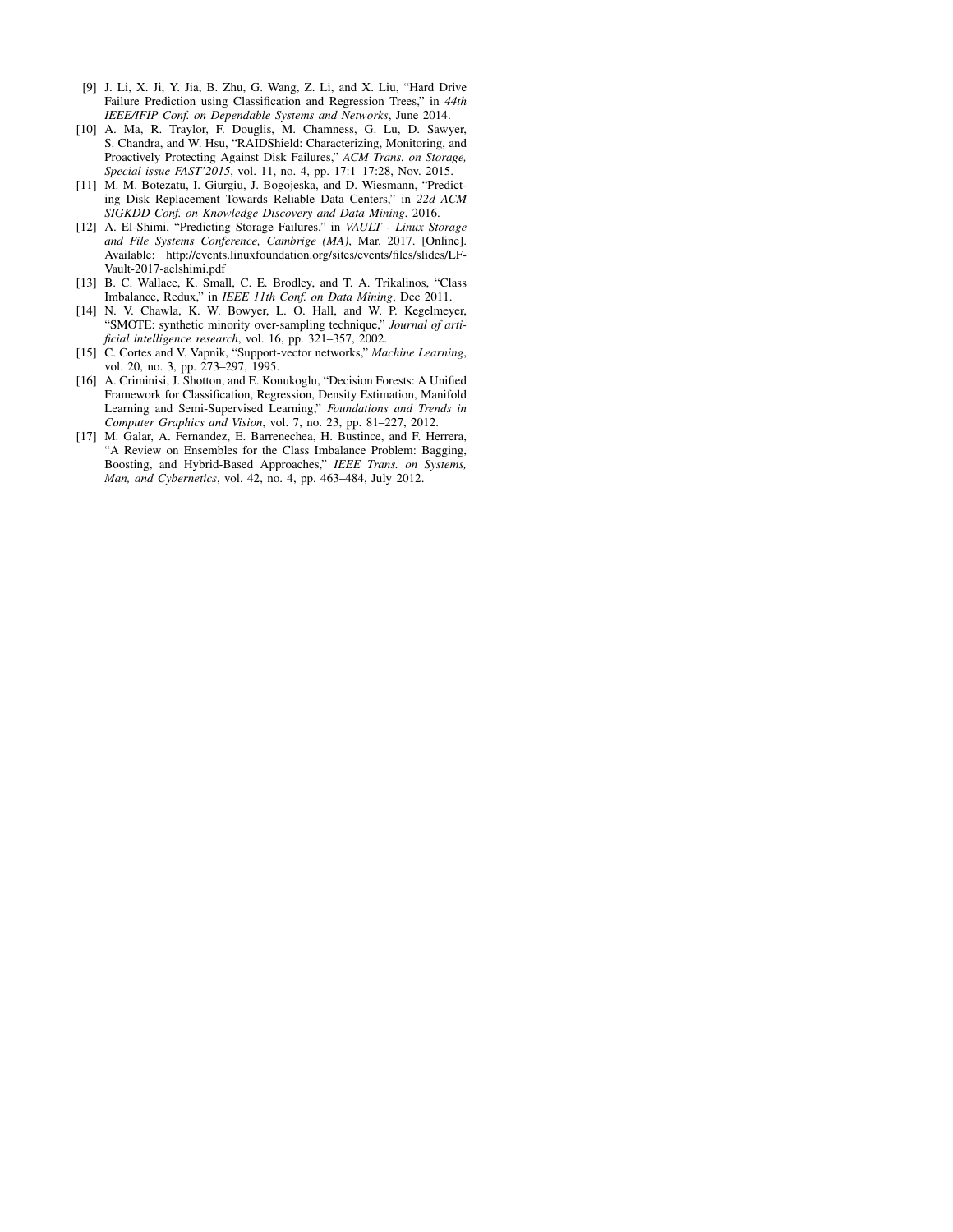[9] J. Li, X. Ji, Y. Jia, B. Zhu, G. Wang, Z. Li, and X. Liu, "Hard Drive Failure Prediction using Classification and Regression Trees," in *44th IEEE/IFIP Conf. on Dependable Systems and Networks*, June 2014.

[10] A. Ma, R. Traylor, F. Douglis, M. Chamness, G. Lu, D. Sawyer, S. Chandra, and W. Hsu, "RAIDShield: Characterizing, Monitoring, and Proactively Protecting Against Disk Failures," *ACM Trans. on Storage, Special issue FAST'2015*, vol. 11, no. 4, pp. 17:1–17:28, Nov. 2015.

[11] M. M. Botezatu, I. Giurgiu, J. Bogojeska, and D. Wiesmann, "Predicting Disk Replacement Towards Reliable Data Centers," in *22d ACM SIGKDD Conf. on Knowledge Discovery and Data Mining*, 2016.

[12] A. El-Shimi, "Predicting Storage Failures," in *VAULT - Linux Storage and File Systems Conference, Cambrige (MA)*, Mar. 2017. [Online]. Available: http://events.linuxfoundation.org/sites/events/files/slides/LF-Vault-2017-aelshimi.pdf

[13] B. C. Wallace, K. Small, C. E. Brodley, and T. A. Trikalinos, "Class Imbalance, Redux," in *IEEE 11th Conf. on Data Mining*, Dec 2011.

[14] N. V. Chawla, K. W. Bowyer, L. O. Hall, and W. P. Kegelmeyer, "SMOTE: synthetic minority over-sampling technique," *Journal of artificial intelligence research*, vol. 16, pp. 321–357, 2002.

[15] C. Cortes and V. Vapnik, "Support-vector networks," *Machine Learning*, vol. 20, no. 3, pp. 273–297, 1995.

[16] A. Criminisi, J. Shotton, and E. Konukoglu, "Decision Forests: A Unified Framework for Classification, Regression, Density Estimation, Manifold Learning and Semi-Supervised Learning," *Foundations and Trends in Computer Graphics and Vision*, vol. 7, no. 23, pp. 81–227, 2012.

[17] M. Galar, A. Fernandez, E. Barrenechea, H. Bustince, and F. Herrera, "A Review on Ensembles for the Class Imbalance Problem: Bagging, Boosting, and Hybrid-Based Approaches," *IEEE Trans. on Systems, Man, and Cybernetics*, vol. 42, no. 4, pp. 463–484, July 2012.